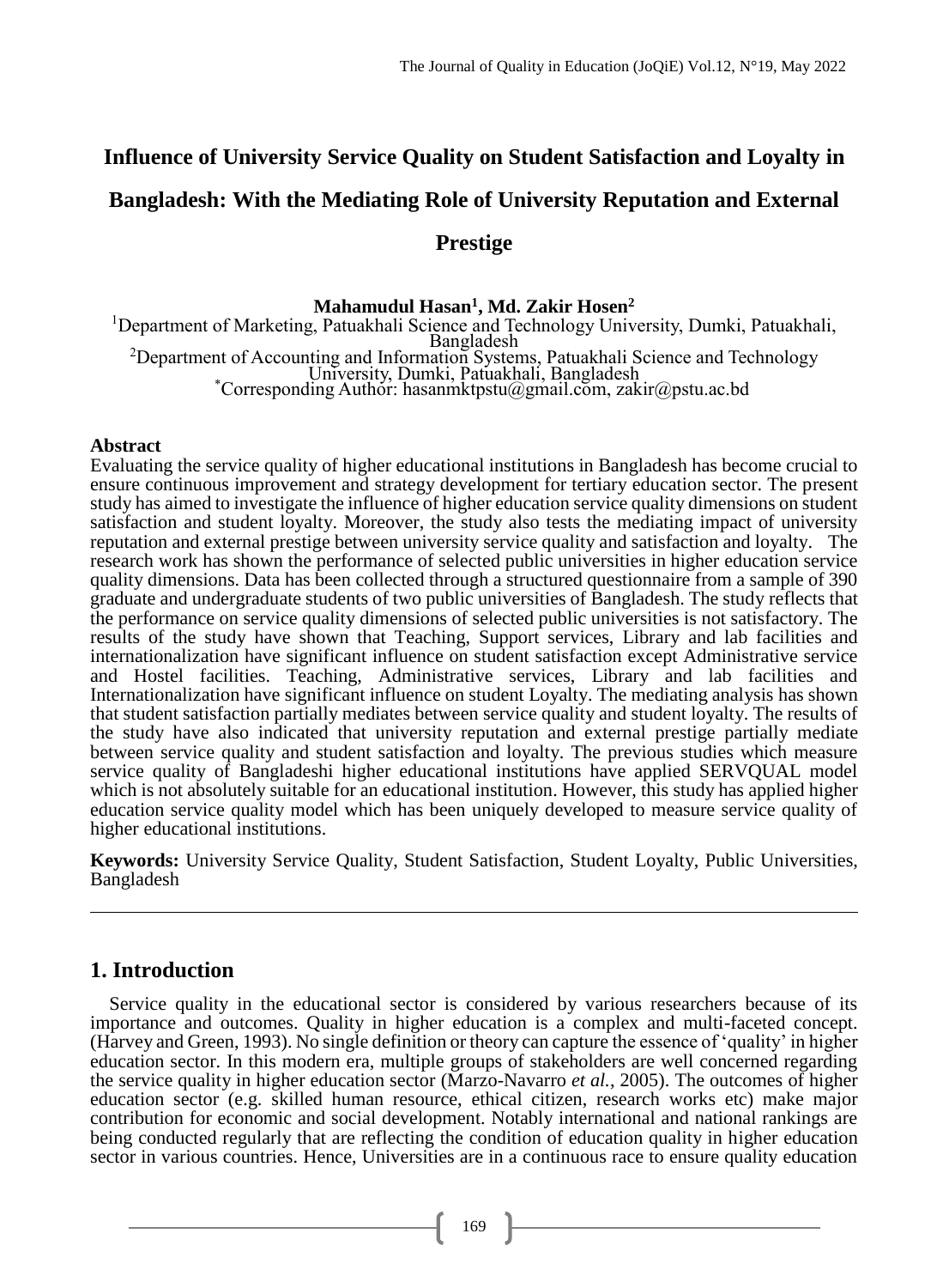# Influence of University Service Quality on Student Satisfaction and Loyalty in Bangladesh: With the Mediating Role of University Reputation and External Prestige

**Mahamudul Hasan[1], Md. Zakir Hosen[2]**

[1]Department of Marketing, Patuakhali Science and Technology University, Dumki, Patuakhali, Bangladesh

[2]Department of Accounting and Information Systems, Patuakhali Science and Technology University, Dumki, Patuakhali, Bangladesh

[*]Corresponding Author: hasanmktpstu@gmail.com, zakir@pstu.ac.bd

**Abstract**

Evaluating the service quality of higher educational institutions in Bangladesh has become crucial to ensure continuous improvement and strategy development for tertiary education sector. The present study has aimed to investigate the influence of higher education service quality dimensions on student satisfaction and student loyalty. Moreover, the study also tests the mediating impact of university reputation and external prestige between university service quality and satisfaction and loyalty. The research work has shown the performance of selected public universities in higher education service quality dimensions. Data has been collected through a structured questionnaire from a sample of 390 graduate and undergraduate students of two public universities of Bangladesh. The study reflects that the performance on service quality dimensions of selected public universities is not satisfactory. The results of the study have shown that Teaching, Support services, Library and lab facilities and internationalization have significant influence on student satisfaction except Administrative service and Hostel facilities. Teaching, Administrative services, Library and lab facilities and Internationalization have significant influence on student Loyalty. The mediating analysis has shown that student satisfaction partially mediates between service quality and student loyalty. The results of the study have also indicated that university reputation and external prestige partially mediate between service quality and student satisfaction and loyalty. The previous studies which measure service quality of Bangladeshi higher educational institutions have applied SERVQUAL model which is not absolutely suitable for an educational institution. However, this study has applied higher education service quality model which has been uniquely developed to measure service quality of higher educational institutions.

**Keywords:** University Service Quality, Student Satisfaction, Student Loyalty, Public Universities, Bangladesh

---

## 1. Introduction

Service quality in the educational sector is considered by various researchers because of its importance and outcomes. Quality in higher education is a complex and multi-faceted concept. (Harvey and Green, 1993). No single definition or theory can capture the essence of 'quality' in higher education sector. In this modern era, multiple groups of stakeholders are well concerned regarding the service quality in higher education sector (Marzo-Navarro *et al.*, 2005). The outcomes of higher education sector (e.g. skilled human resource, ethical citizen, research works etc) make major contribution for economic and social development. Notably international and national rankings are being conducted regularly that are reflecting the condition of education quality in higher education sector in various countries. Hence, Universities are in a continuous race to ensure quality education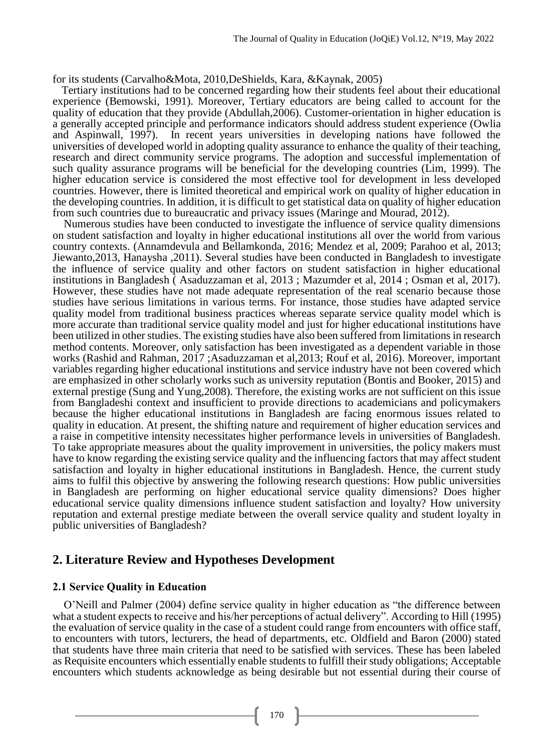for its students (Carvalho&Mota, 2010,DeShields, Kara, &Kaynak, 2005)

Tertiary institutions had to be concerned regarding how their students feel about their educational experience (Bemowski, 1991). Moreover, Tertiary educators are being called to account for the quality of education that they provide (Abdullah,2006). Customer-orientation in higher education is a generally accepted principle and performance indicators should address student experience (Owlia and Aspinwall, 1997). In recent years universities in developing nations have followed the universities of developed world in adopting quality assurance to enhance the quality of their teaching, research and direct community service programs. The adoption and successful implementation of such quality assurance programs will be beneficial for the developing countries (Lim, 1999). The higher education service is considered the most effective tool for development in less developed countries. However, there is limited theoretical and empirical work on quality of higher education in the developing countries. In addition, it is difficult to get statistical data on quality of higher education from such countries due to bureaucratic and privacy issues (Maringe and Mourad, 2012).

Numerous studies have been conducted to investigate the influence of service quality dimensions on student satisfaction and loyalty in higher educational institutions all over the world from various country contexts. (Annamdevula and Bellamkonda, 2016; Mendez et al, 2009; Parahoo et al, 2013; Jiewanto,2013, Hanaysha ,2011). Several studies have been conducted in Bangladesh to investigate the influence of service quality and other factors on student satisfaction in higher educational institutions in Bangladesh ( Asaduzzaman et al, 2013 ; Mazumder et al, 2014 ; Osman et al, 2017). However, these studies have not made adequate representation of the real scenario because those studies have serious limitations in various terms. For instance, those studies have adapted service quality model from traditional business practices whereas separate service quality model which is more accurate than traditional service quality model and just for higher educational institutions have been utilized in other studies. The existing studies have also been suffered from limitations in research method contents. Moreover, only satisfaction has been investigated as a dependent variable in those works (Rashid and Rahman, 2017 ;Asaduzzaman et al,2013; Rouf et al, 2016). Moreover, important variables regarding higher educational institutions and service industry have not been covered which are emphasized in other scholarly works such as university reputation (Bontis and Booker, 2015) and external prestige (Sung and Yung,2008). Therefore, the existing works are not sufficient on this issue from Bangladeshi context and insufficient to provide directions to academicians and policymakers because the higher educational institutions in Bangladesh are facing enormous issues related to quality in education. At present, the shifting nature and requirement of higher education services and a raise in competitive intensity necessitates higher performance levels in universities of Bangladesh. To take appropriate measures about the quality improvement in universities, the policy makers must have to know regarding the existing service quality and the influencing factors that may affect student satisfaction and loyalty in higher educational institutions in Bangladesh. Hence, the current study aims to fulfil this objective by answering the following research questions: How public universities in Bangladesh are performing on higher educational service quality dimensions? Does higher educational service quality dimensions influence student satisfaction and loyalty? How university reputation and external prestige mediate between the overall service quality and student loyalty in public universities of Bangladesh?

## 2. Literature Review and Hypotheses Development

### 2.1 Service Quality in Education

O'Neill and Palmer (2004) define service quality in higher education as "the difference between what a student expects to receive and his/her perceptions of actual delivery". According to Hill (1995) the evaluation of service quality in the case of a student could range from encounters with office staff, to encounters with tutors, lecturers, the head of departments, etc. Oldfield and Baron (2000) stated that students have three main criteria that need to be satisfied with services. These has been labeled as Requisite encounters which essentially enable students to fulfill their study obligations; Acceptable encounters which students acknowledge as being desirable but not essential during their course of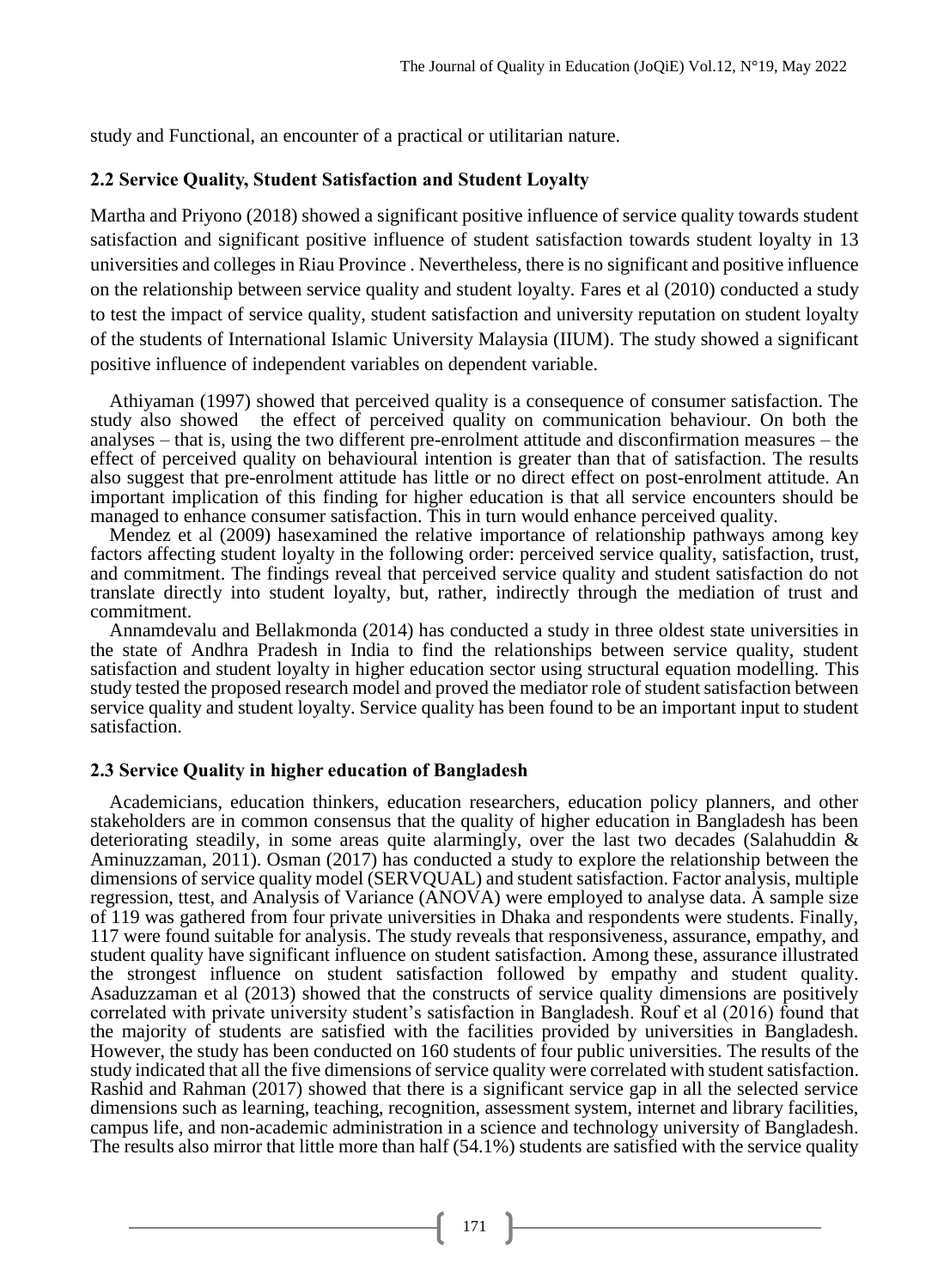study and Functional, an encounter of a practical or utilitarian nature.

### 2.2 Service Quality, Student Satisfaction and Student Loyalty

Martha and Priyono (2018) showed a significant positive influence of service quality towards student satisfaction and significant positive influence of student satisfaction towards student loyalty in 13 universities and colleges in Riau Province . Nevertheless, there is no significant and positive influence on the relationship between service quality and student loyalty. Fares et al (2010) conducted a study to test the impact of service quality, student satisfaction and university reputation on student loyalty of the students of International Islamic University Malaysia (IIUM). The study showed a significant positive influence of independent variables on dependent variable.

Athiyaman (1997) showed that perceived quality is a consequence of consumer satisfaction. The study also showed the effect of perceived quality on communication behaviour. On both the analyses – that is, using the two different pre-enrolment attitude and disconfirmation measures – the effect of perceived quality on behavioural intention is greater than that of satisfaction. The results also suggest that pre-enrolment attitude has little or no direct effect on post-enrolment attitude. An important implication of this finding for higher education is that all service encounters should be managed to enhance consumer satisfaction. This in turn would enhance perceived quality.

Mendez et al (2009) hasexamined the relative importance of relationship pathways among key factors affecting student loyalty in the following order: perceived service quality, satisfaction, trust, and commitment. The findings reveal that perceived service quality and student satisfaction do not translate directly into student loyalty, but, rather, indirectly through the mediation of trust and commitment.

Annamdevalu and Bellakmonda (2014) has conducted a study in three oldest state universities in the state of Andhra Pradesh in India to find the relationships between service quality, student satisfaction and student loyalty in higher education sector using structural equation modelling. This study tested the proposed research model and proved the mediator role of student satisfaction between service quality and student loyalty. Service quality has been found to be an important input to student satisfaction.

### 2.3 Service Quality in higher education of Bangladesh

Academicians, education thinkers, education researchers, education policy planners, and other stakeholders are in common consensus that the quality of higher education in Bangladesh has been deteriorating steadily, in some areas quite alarmingly, over the last two decades (Salahuddin & Aminuzzaman, 2011). Osman (2017) has conducted a study to explore the relationship between the dimensions of service quality model (SERVQUAL) and student satisfaction. Factor analysis, multiple regression, ttest, and Analysis of Variance (ANOVA) were employed to analyse data. A sample size of 119 was gathered from four private universities in Dhaka and respondents were students. Finally, 117 were found suitable for analysis. The study reveals that responsiveness, assurance, empathy, and student quality have significant influence on student satisfaction. Among these, assurance illustrated the strongest influence on student satisfaction followed by empathy and student quality. Asaduzzaman et al (2013) showed that the constructs of service quality dimensions are positively correlated with private university student's satisfaction in Bangladesh. Rouf et al (2016) found that the majority of students are satisfied with the facilities provided by universities in Bangladesh. However, the study has been conducted on 160 students of four public universities. The results of the study indicated that all the five dimensions of service quality were correlated with student satisfaction. Rashid and Rahman (2017) showed that there is a significant service gap in all the selected service dimensions such as learning, teaching, recognition, assessment system, internet and library facilities, campus life, and non-academic administration in a science and technology university of Bangladesh. The results also mirror that little more than half (54.1%) students are satisfied with the service quality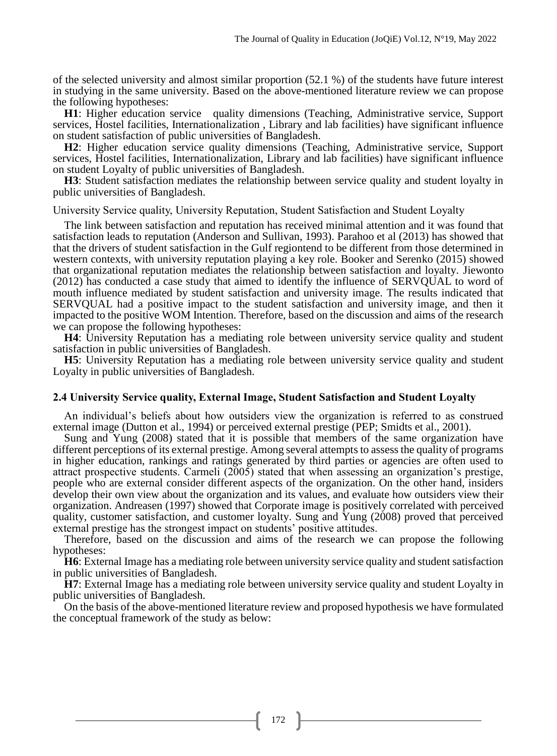of the selected university and almost similar proportion (52.1 %) of the students have future interest in studying in the same university. Based on the above-mentioned literature review we can propose the following hypotheses:

**H1**: Higher education service quality dimensions (Teaching, Administrative service, Support services, Hostel facilities, Internationalization , Library and lab facilities) have significant influence on student satisfaction of public universities of Bangladesh.

**H2**: Higher education service quality dimensions (Teaching, Administrative service, Support services, Hostel facilities, Internationalization, Library and lab facilities) have significant influence on student Loyalty of public universities of Bangladesh.

**H3**: Student satisfaction mediates the relationship between service quality and student loyalty in public universities of Bangladesh.

University Service quality, University Reputation, Student Satisfaction and Student Loyalty

The link between satisfaction and reputation has received minimal attention and it was found that satisfaction leads to reputation (Anderson and Sullivan, 1993). Parahoo et al (2013) has showed that that the drivers of student satisfaction in the Gulf regiontend to be different from those determined in western contexts, with university reputation playing a key role. Booker and Serenko (2015) showed that organizational reputation mediates the relationship between satisfaction and loyalty. Jiewonto (2012) has conducted a case study that aimed to identify the influence of SERVQUAL to word of mouth influence mediated by student satisfaction and university image. The results indicated that SERVQUAL had a positive impact to the student satisfaction and university image, and then it impacted to the positive WOM Intention. Therefore, based on the discussion and aims of the research we can propose the following hypotheses:

**H4**: University Reputation has a mediating role between university service quality and student satisfaction in public universities of Bangladesh.

**H5**: University Reputation has a mediating role between university service quality and student Loyalty in public universities of Bangladesh.

### 2.4 University Service quality, External Image, Student Satisfaction and Student Loyalty

An individual's beliefs about how outsiders view the organization is referred to as construed external image (Dutton et al., 1994) or perceived external prestige (PEP; Smidts et al., 2001).

Sung and Yung (2008) stated that it is possible that members of the same organization have different perceptions of its external prestige. Among several attempts to assess the quality of programs in higher education, rankings and ratings generated by third parties or agencies are often used to attract prospective students. Carmeli (2005) stated that when assessing an organization's prestige, people who are external consider different aspects of the organization. On the other hand, insiders develop their own view about the organization and its values, and evaluate how outsiders view their organization. Andreasen (1997) showed that Corporate image is positively correlated with perceived quality, customer satisfaction, and customer loyalty. Sung and Yung (2008) proved that perceived external prestige has the strongest impact on students' positive attitudes.

Therefore, based on the discussion and aims of the research we can propose the following hypotheses:

**H6**: External Image has a mediating role between university service quality and student satisfaction in public universities of Bangladesh.

**H7**: External Image has a mediating role between university service quality and student Loyalty in public universities of Bangladesh.

On the basis of the above-mentioned literature review and proposed hypothesis we have formulated the conceptual framework of the study as below: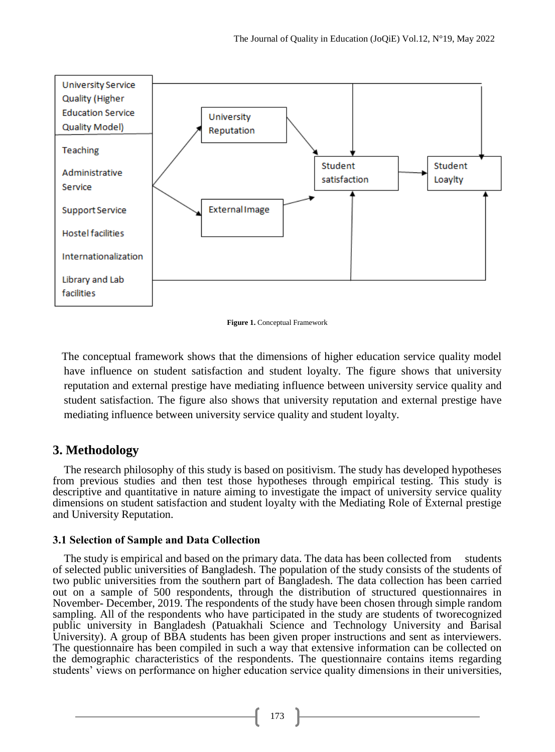**Figure 1.** Conceptual Framework

The conceptual framework shows that the dimensions of higher education service quality model have influence on student satisfaction and student loyalty. The figure shows that university reputation and external prestige have mediating influence between university service quality and student satisfaction. The figure also shows that university reputation and external prestige have mediating influence between university service quality and student loyalty.

## 3. Methodology

The research philosophy of this study is based on positivism. The study has developed hypotheses from previous studies and then test those hypotheses through empirical testing. This study is descriptive and quantitative in nature aiming to investigate the impact of university service quality dimensions on student satisfaction and student loyalty with the Mediating Role of External prestige and University Reputation.

### 3.1 Selection of Sample and Data Collection

The study is empirical and based on the primary data. The data has been collected from students of selected public universities of Bangladesh. The population of the study consists of the students of two public universities from the southern part of Bangladesh. The data collection has been carried out on a sample of 500 respondents, through the distribution of structured questionnaires in November- December, 2019. The respondents of the study have been chosen through simple random sampling. All of the respondents who have participated in the study are students of tworecognized public university in Bangladesh (Patuakhali Science and Technology University and Barisal University). A group of BBA students has been given proper instructions and sent as interviewers. The questionnaire has been compiled in such a way that extensive information can be collected on the demographic characteristics of the respondents. The questionnaire contains items regarding students' views on performance on higher education service quality dimensions in their universities,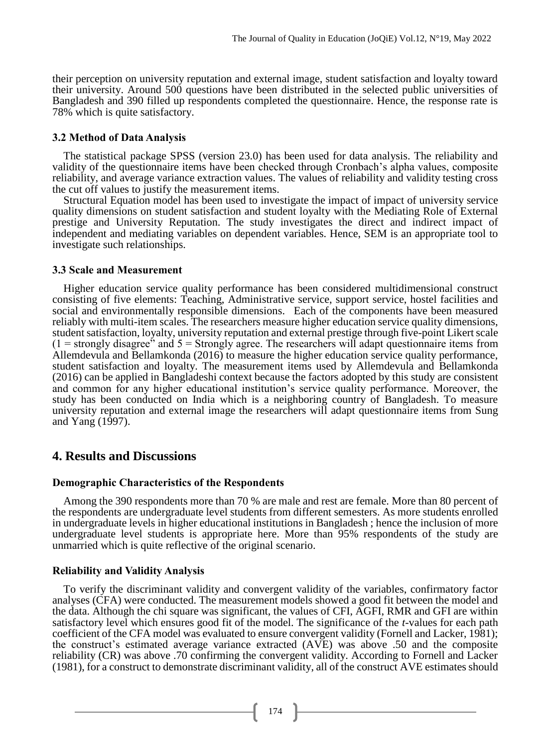their perception on university reputation and external image, student satisfaction and loyalty toward their university. Around 500 questions have been distributed in the selected public universities of Bangladesh and 390 filled up respondents completed the questionnaire. Hence, the response rate is 78% which is quite satisfactory.

### 3.2 Method of Data Analysis

The statistical package SPSS (version 23.0) has been used for data analysis. The reliability and validity of the questionnaire items have been checked through Cronbach's alpha values, composite reliability, and average variance extraction values. The values of reliability and validity testing cross the cut off values to justify the measurement items.

Structural Equation model has been used to investigate the impact of impact of university service quality dimensions on student satisfaction and student loyalty with the Mediating Role of External prestige and University Reputation. The study investigates the direct and indirect impact of independent and mediating variables on dependent variables. Hence, SEM is an appropriate tool to investigate such relationships.

### 3.3 Scale and Measurement

Higher education service quality performance has been considered multidimensional construct consisting of five elements: Teaching, Administrative service, support service, hostel facilities and social and environmentally responsible dimensions. Each of the components have been measured reliably with multi-item scales. The researchers measure higher education service quality dimensions, student satisfaction, loyalty, university reputation and external prestige through five-point Likert scale (1 = strongly disagree" and 5 = Strongly agree. The researchers will adapt questionnaire items from Allemdevula and Bellamkonda (2016) to measure the higher education service quality performance, student satisfaction and loyalty. The measurement items used by Allemdevula and Bellamkonda (2016) can be applied in Bangladeshi context because the factors adopted by this study are consistent and common for any higher educational institution's service quality performance. Moreover, the study has been conducted on India which is a neighboring country of Bangladesh. To measure university reputation and external image the researchers will adapt questionnaire items from Sung and Yang (1997).

## 4. Results and Discussions

### Demographic Characteristics of the Respondents

Among the 390 respondents more than 70 % are male and rest are female. More than 80 percent of the respondents are undergraduate level students from different semesters. As more students enrolled in undergraduate levels in higher educational institutions in Bangladesh ; hence the inclusion of more undergraduate level students is appropriate here. More than 95% respondents of the study are unmarried which is quite reflective of the original scenario.

### Reliability and Validity Analysis

To verify the discriminant validity and convergent validity of the variables, confirmatory factor analyses (CFA) were conducted. The measurement models showed a good fit between the model and the data. Although the chi square was significant, the values of CFI, AGFI, RMR and GFI are within satisfactory level which ensures good fit of the model. The significance of the *t*-values for each path coefficient of the CFA model was evaluated to ensure convergent validity (Fornell and Lacker, 1981); the construct's estimated average variance extracted (AVE) was above .50 and the composite reliability (CR) was above .70 confirming the convergent validity. According to Fornell and Lacker (1981), for a construct to demonstrate discriminant validity, all of the construct AVE estimates should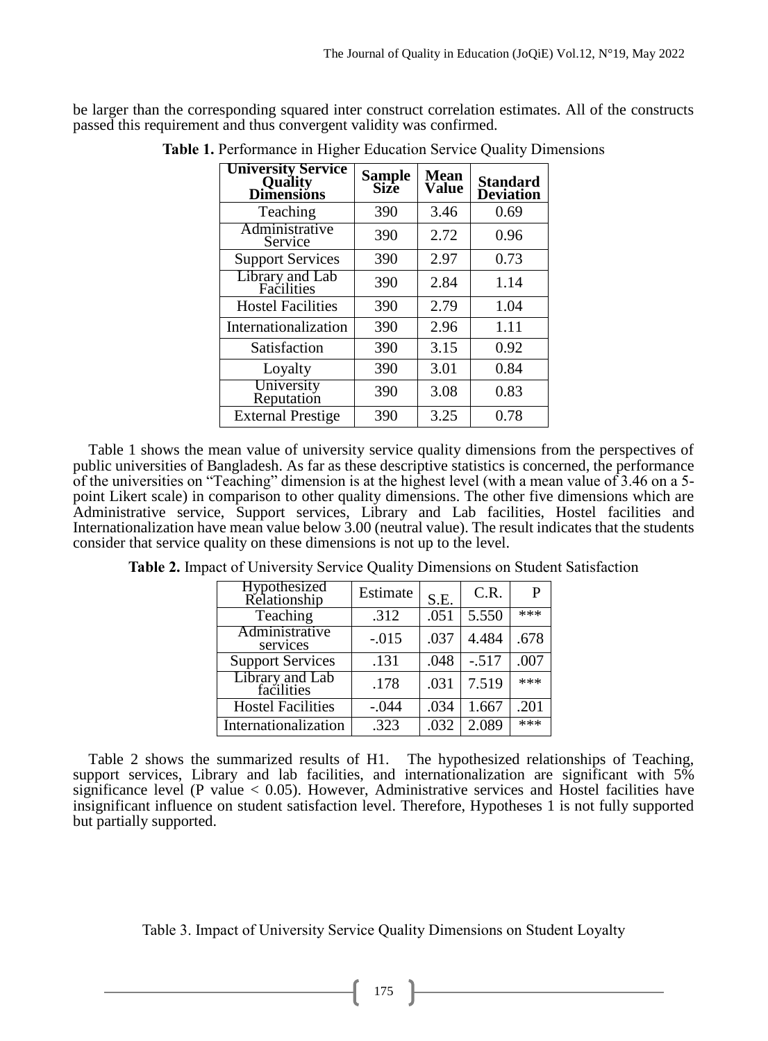be larger than the corresponding squared inter construct correlation estimates. All of the constructs passed this requirement and thus convergent validity was confirmed.

**Table 1.** Performance in Higher Education Service Quality Dimensions

| University Service Quality Dimensions | Sample Size | Mean Value | Standard Deviation |
|---|---|---|---|
| Teaching | 390 | 3.46 | 0.69 |
| Administrative Service | 390 | 2.72 | 0.96 |
| Support Services | 390 | 2.97 | 0.73 |
| Library and Lab Facilities | 390 | 2.84 | 1.14 |
| Hostel Facilities | 390 | 2.79 | 1.04 |
| Internationalization | 390 | 2.96 | 1.11 |
| Satisfaction | 390 | 3.15 | 0.92 |
| Loyalty | 390 | 3.01 | 0.84 |
| University Reputation | 390 | 3.08 | 0.83 |
| External Prestige | 390 | 3.25 | 0.78 |

Table 1 shows the mean value of university service quality dimensions from the perspectives of public universities of Bangladesh. As far as these descriptive statistics is concerned, the performance of the universities on "Teaching" dimension is at the highest level (with a mean value of 3.46 on a 5-point Likert scale) in comparison to other quality dimensions. The other five dimensions which are Administrative service, Support services, Library and Lab facilities, Hostel facilities and Internationalization have mean value below 3.00 (neutral value). The result indicates that the students consider that service quality on these dimensions is not up to the level.

**Table 2.** Impact of University Service Quality Dimensions on Student Satisfaction

| Hypothesized Relationship | Estimate | S.E. | C.R. | P |
|---|---|---|---|---|
| Teaching | .312 | .051 | 5.550 | *** |
| Administrative services | -.015 | .037 | 4.484 | .678 |
| Support Services | .131 | .048 | -.517 | .007 |
| Library and Lab facilities | .178 | .031 | 7.519 | *** |
| Hostel Facilities | -.044 | .034 | 1.667 | .201 |
| Internationalization | .323 | .032 | 2.089 | *** |

Table 2 shows the summarized results of H1. The hypothesized relationships of Teaching, support services, Library and lab facilities, and internationalization are significant with 5% significance level (P value $< 0.05$). However, Administrative services and Hostel facilities have insignificant influence on student satisfaction level. Therefore, Hypotheses 1 is not fully supported but partially supported.

Table 3. Impact of University Service Quality Dimensions on Student Loyalty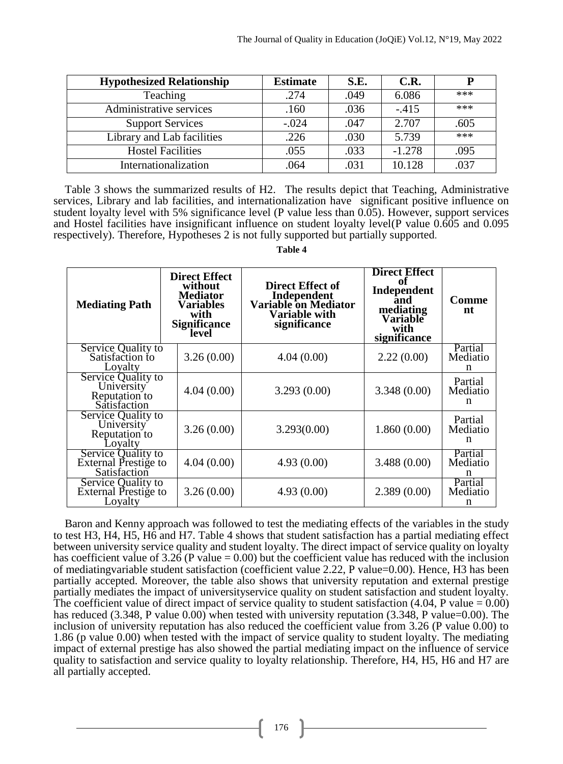| Hypothesized Relationship | Estimate | S.E. | C.R. | P |
|---|---|---|---|---|
| Teaching | .274 | .049 | 6.086 | *** |
| Administrative services | .160 | .036 | -.415 | *** |
| Support Services | -.024 | .047 | 2.707 | .605 |
| Library and Lab facilities | .226 | .030 | 5.739 | *** |
| Hostel Facilities | .055 | .033 | -1.278 | .095 |
| Internationalization | .064 | .031 | 10.128 | .037 |

Table 3 shows the summarized results of H2. The results depict that Teaching, Administrative services, Library and lab facilities, and internationalization have significant positive influence on student loyalty level with 5% significance level (P value less than 0.05). However, support services and Hostel facilities have insignificant influence on student loyalty level(P value 0.605 and 0.095 respectively). Therefore, Hypotheses 2 is not fully supported but partially supported.

**Table 4**

| Mediating Path | Direct Effect without Mediator Variables with Significance level | Direct Effect of Independent Variable on Mediator Variable with significance | Direct Effect of Independent and mediating Variable with significance | Comment |
|---|---|---|---|---|
| Service Quality to Satisfaction to Loyalty | 3.26 (0.00) | 4.04 (0.00) | 2.22 (0.00) | Partial Mediation |
| Service Quality to University Reputation to Satisfaction | 4.04 (0.00) | 3.293 (0.00) | 3.348 (0.00) | Partial Mediation |
| Service Quality to University Reputation to Loyalty | 3.26 (0.00) | 3.293(0.00) | 1.860 (0.00) | Partial Mediation |
| Service Quality to External Prestige to Satisfaction | 4.04 (0.00) | 4.93 (0.00) | 3.488 (0.00) | Partial Mediation |
| Service Quality to External Prestige to Loyalty | 3.26 (0.00) | 4.93 (0.00) | 2.389 (0.00) | Partial Mediation |

Baron and Kenny approach was followed to test the mediating effects of the variables in the study to test H3, H4, H5, H6 and H7. Table 4 shows that student satisfaction has a partial mediating effect between university service quality and student loyalty. The direct impact of service quality on loyalty has coefficient value of 3.26 (P value = 0.00) but the coefficient value has reduced with the inclusion of mediatingvariable student satisfaction (coefficient value 2.22, P value=0.00). Hence, H3 has been partially accepted. Moreover, the table also shows that university reputation and external prestige partially mediates the impact of universityservice quality on student satisfaction and student loyalty. The coefficient value of direct impact of service quality to student satisfaction (4.04, P value = 0.00) has reduced (3.348, P value 0.00) when tested with university reputation (3.348, P value=0.00). The inclusion of university reputation has also reduced the coefficient value from 3.26 (P value 0.00) to 1.86 (p value 0.00) when tested with the impact of service quality to student loyalty. The mediating impact of external prestige has also showed the partial mediating impact on the influence of service quality to satisfaction and service quality to loyalty relationship. Therefore, H4, H5, H6 and H7 are all partially accepted.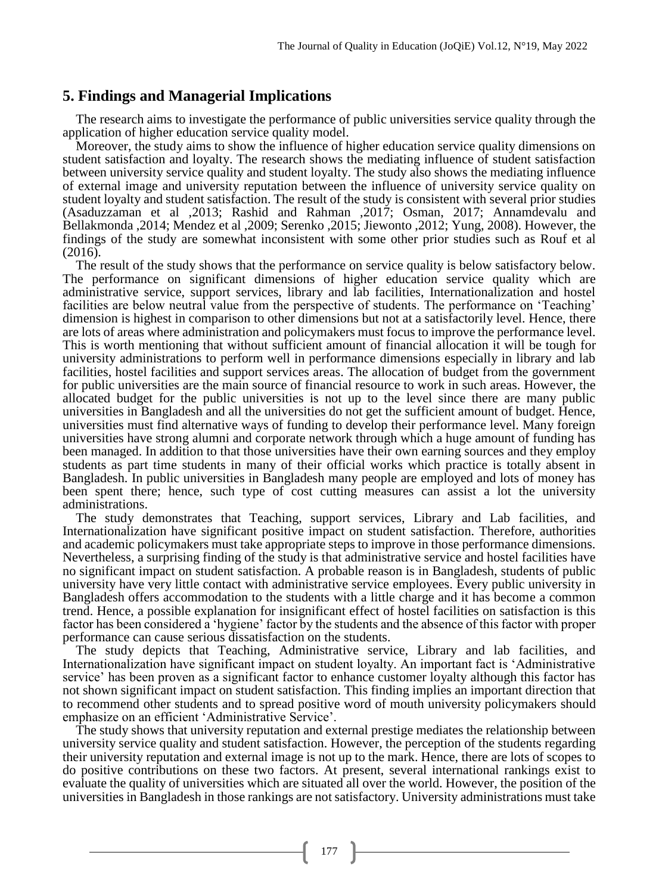## 5. Findings and Managerial Implications

The research aims to investigate the performance of public universities service quality through the application of higher education service quality model.

Moreover, the study aims to show the influence of higher education service quality dimensions on student satisfaction and loyalty. The research shows the mediating influence of student satisfaction between university service quality and student loyalty. The study also shows the mediating influence of external image and university reputation between the influence of university service quality on student loyalty and student satisfaction. The result of the study is consistent with several prior studies (Asaduzzaman et al ,2013; Rashid and Rahman ,2017; Osman, 2017; Annamdevalu and Bellakmonda ,2014; Mendez et al ,2009; Serenko ,2015; Jiewonto ,2012; Yung, 2008). However, the findings of the study are somewhat inconsistent with some other prior studies such as Rouf et al (2016).

The result of the study shows that the performance on service quality is below satisfactory below. The performance on significant dimensions of higher education service quality which are administrative service, support services, library and lab facilities, Internationalization and hostel facilities are below neutral value from the perspective of students. The performance on 'Teaching' dimension is highest in comparison to other dimensions but not at a satisfactorily level. Hence, there are lots of areas where administration and policymakers must focus to improve the performance level. This is worth mentioning that without sufficient amount of financial allocation it will be tough for university administrations to perform well in performance dimensions especially in library and lab facilities, hostel facilities and support services areas. The allocation of budget from the government for public universities are the main source of financial resource to work in such areas. However, the allocated budget for the public universities is not up to the level since there are many public universities in Bangladesh and all the universities do not get the sufficient amount of budget. Hence, universities must find alternative ways of funding to develop their performance level. Many foreign universities have strong alumni and corporate network through which a huge amount of funding has been managed. In addition to that those universities have their own earning sources and they employ students as part time students in many of their official works which practice is totally absent in Bangladesh. In public universities in Bangladesh many people are employed and lots of money has been spent there; hence, such type of cost cutting measures can assist a lot the university administrations.

The study demonstrates that Teaching, support services, Library and Lab facilities, and Internationalization have significant positive impact on student satisfaction. Therefore, authorities and academic policymakers must take appropriate steps to improve in those performance dimensions. Nevertheless, a surprising finding of the study is that administrative service and hostel facilities have no significant impact on student satisfaction. A probable reason is in Bangladesh, students of public university have very little contact with administrative service employees. Every public university in Bangladesh offers accommodation to the students with a little charge and it has become a common trend. Hence, a possible explanation for insignificant effect of hostel facilities on satisfaction is this factor has been considered a 'hygiene' factor by the students and the absence of this factor with proper performance can cause serious dissatisfaction on the students.

The study depicts that Teaching, Administrative service, Library and lab facilities, and Internationalization have significant impact on student loyalty. An important fact is 'Administrative service' has been proven as a significant factor to enhance customer loyalty although this factor has not shown significant impact on student satisfaction. This finding implies an important direction that to recommend other students and to spread positive word of mouth university policymakers should emphasize on an efficient 'Administrative Service'.

The study shows that university reputation and external prestige mediates the relationship between university service quality and student satisfaction. However, the perception of the students regarding their university reputation and external image is not up to the mark. Hence, there are lots of scopes to do positive contributions on these two factors. At present, several international rankings exist to evaluate the quality of universities which are situated all over the world. However, the position of the universities in Bangladesh in those rankings are not satisfactory. University administrations must take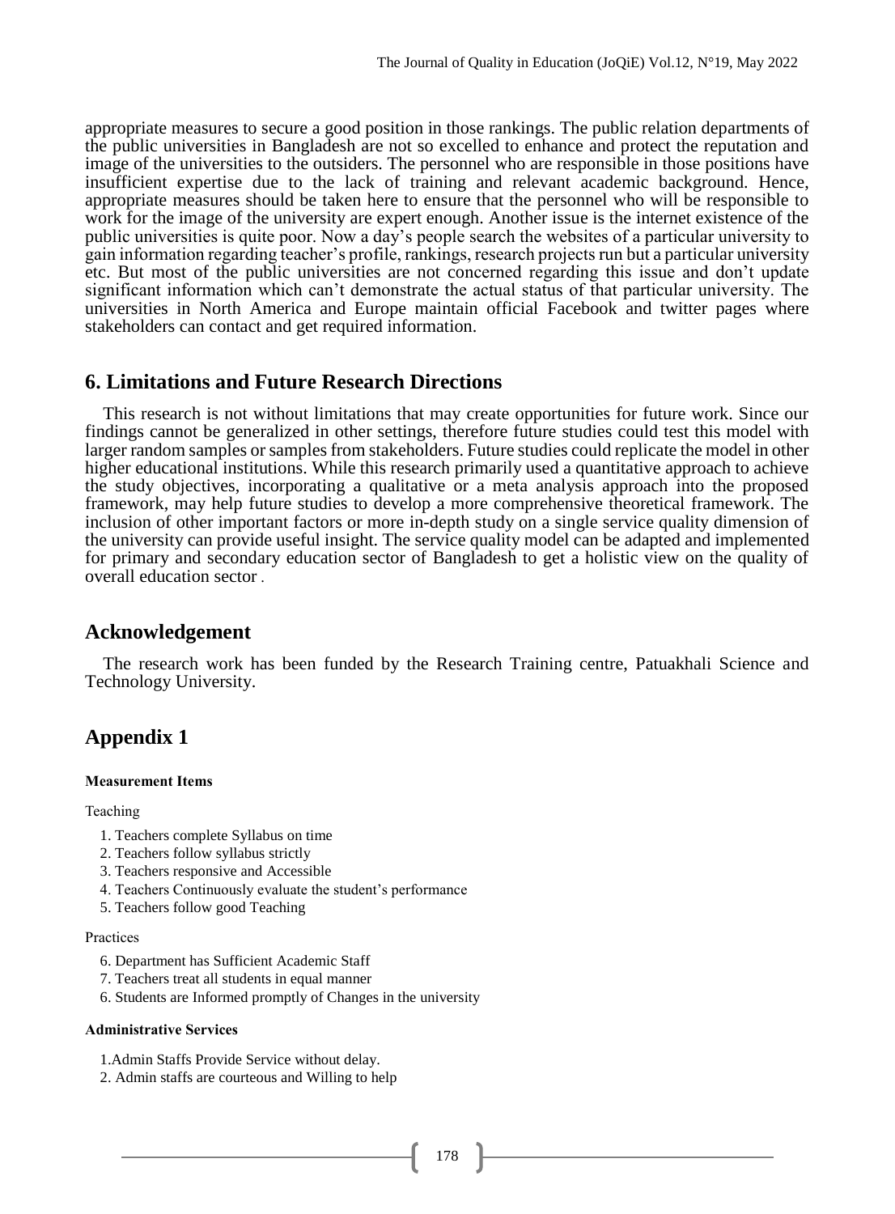appropriate measures to secure a good position in those rankings. The public relation departments of the public universities in Bangladesh are not so excelled to enhance and protect the reputation and image of the universities to the outsiders. The personnel who are responsible in those positions have insufficient expertise due to the lack of training and relevant academic background. Hence, appropriate measures should be taken here to ensure that the personnel who will be responsible to work for the image of the university are expert enough. Another issue is the internet existence of the public universities is quite poor. Now a day's people search the websites of a particular university to gain information regarding teacher's profile, rankings, research projects run but a particular university etc. But most of the public universities are not concerned regarding this issue and don't update significant information which can't demonstrate the actual status of that particular university. The universities in North America and Europe maintain official Facebook and twitter pages where stakeholders can contact and get required information.

## 6. Limitations and Future Research Directions

This research is not without limitations that may create opportunities for future work. Since our findings cannot be generalized in other settings, therefore future studies could test this model with larger random samples or samples from stakeholders. Future studies could replicate the model in other higher educational institutions. While this research primarily used a quantitative approach to achieve the study objectives, incorporating a qualitative or a meta analysis approach into the proposed framework, may help future studies to develop a more comprehensive theoretical framework. The inclusion of other important factors or more in-depth study on a single service quality dimension of the university can provide useful insight. The service quality model can be adapted and implemented for primary and secondary education sector of Bangladesh to get a holistic view on the quality of overall education sector .

## Acknowledgement

The research work has been funded by the Research Training centre, Patuakhali Science and Technology University.

## Appendix 1

**Measurement Items**

Teaching

1. Teachers complete Syllabus on time
2. Teachers follow syllabus strictly
3. Teachers responsive and Accessible
4. Teachers Continuously evaluate the student's performance
5. Teachers follow good Teaching

Practices

6. Department has Sufficient Academic Staff
7. Teachers treat all students in equal manner
6. Students are Informed promptly of Changes in the university

**Administrative Services**

1.Admin Staffs Provide Service without delay.
2. Admin staffs are courteous and Willing to help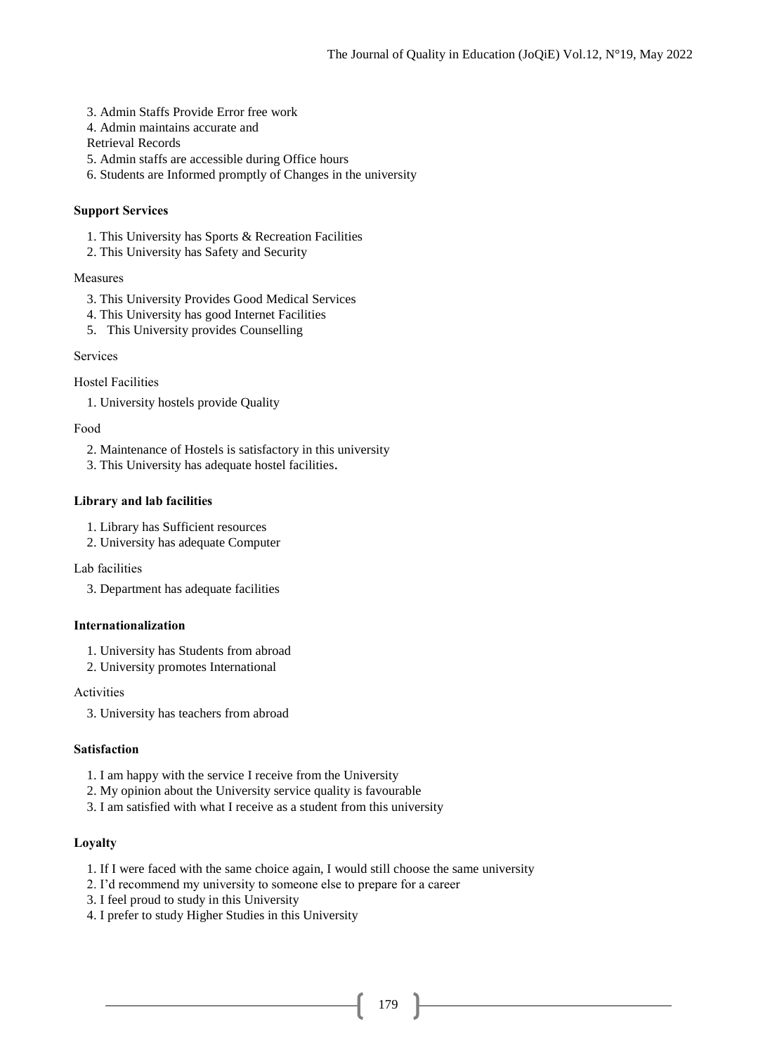3. Admin Staffs Provide Error free work
4. Admin maintains accurate and
Retrieval Records
5. Admin staffs are accessible during Office hours
6. Students are Informed promptly of Changes in the university

**Support Services**

1. This University has Sports & Recreation Facilities
2. This University has Safety and Security

Measures

3. This University Provides Good Medical Services
4. This University has good Internet Facilities
5. This University provides Counselling

Services

Hostel Facilities

1. University hostels provide Quality

Food

2. Maintenance of Hostels is satisfactory in this university
3. This University has adequate hostel facilities.

**Library and lab facilities**

1. Library has Sufficient resources
2. University has adequate Computer

Lab facilities

3. Department has adequate facilities

**Internationalization**

1. University has Students from abroad
2. University promotes International

Activities

3. University has teachers from abroad

**Satisfaction**

1. I am happy with the service I receive from the University
2. My opinion about the University service quality is favourable
3. I am satisfied with what I receive as a student from this university

**Loyalty**

1. If I were faced with the same choice again, I would still choose the same university
2. I'd recommend my university to someone else to prepare for a career
3. I feel proud to study in this University
4. I prefer to study Higher Studies in this University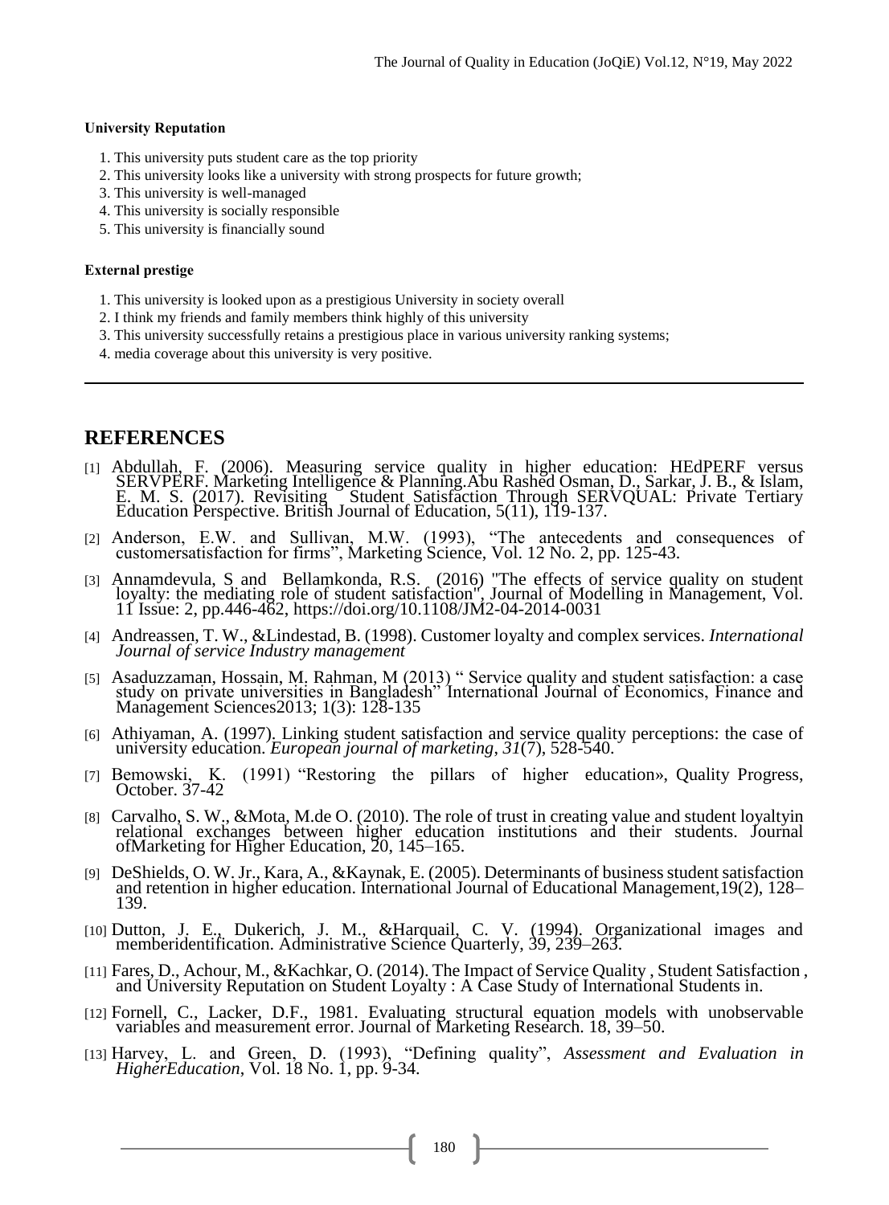**University Reputation**

1. This university puts student care as the top priority
2. This university looks like a university with strong prospects for future growth;
3. This university is well-managed
4. This university is socially responsible
5. This university is financially sound

**External prestige**

1. This university is looked upon as a prestigious University in society overall
2. I think my friends and family members think highly of this university
3. This university successfully retains a prestigious place in various university ranking systems;
4. media coverage about this university is very positive.

---

## REFERENCES

[1] Abdullah, F. (2006). Measuring service quality in higher education: HEdPERF versus SERVPERF. Marketing Intelligence & Planning.Abu Rashed Osman, D., Sarkar, J. B., & Islam, E. M. S. (2017). Revisiting Student Satisfaction Through SERVQUAL: Private Tertiary Education Perspective. British Journal of Education, 5(11), 119-137.

[2] Anderson, E.W. and Sullivan, M.W. (1993), "The antecedents and consequences of customersatisfaction for firms", Marketing Science, Vol. 12 No. 2, pp. 125-43.

[3] Annamdevula, S and Bellamkonda, R.S. (2016) "The effects of service quality on student loyalty: the mediating role of student satisfaction", Journal of Modelling in Management, Vol. 11 Issue: 2, pp.446-462, https://doi.org/10.1108/JM2-04-2014-0031

[4] Andreassen, T. W., &Lindestad, B. (1998). Customer loyalty and complex services. *International Journal of service Industry management*

[5] Asaduzzaman, Hossain, M. Rahman, M (2013) " Service quality and student satisfaction: a case study on private universities in Bangladesh" International Journal of Economics, Finance and Management Sciences2013; 1(3): 128-135

[6] Athiyaman, A. (1997). Linking student satisfaction and service quality perceptions: the case of university education. *European journal of marketing*, *31*(7), 528-540.

[7] Bemowski, K. (1991) "Restoring the pillars of higher education», Quality Progress, October. 37-42

[8] Carvalho, S. W., &Mota, M.de O. (2010). The role of trust in creating value and student loyaltyin relational exchanges between higher education institutions and their students. Journal ofMarketing for Higher Education, 20, 145–165.

[9] DeShields, O. W. Jr., Kara, A., &Kaynak, E. (2005). Determinants of business student satisfaction and retention in higher education. International Journal of Educational Management,19(2), 128–139.

[10] Dutton, J. E., Dukerich, J. M., &Harquail, C. V. (1994). Organizational images and memberidentification. Administrative Science Quarterly, 39, 239–263.

[11] Fares, D., Achour, M., &Kachkar, O. (2014). The Impact of Service Quality , Student Satisfaction , and University Reputation on Student Loyalty : A Case Study of International Students in.

[12] Fornell, C., Lacker, D.F., 1981. Evaluating structural equation models with unobservable variables and measurement error. Journal of Marketing Research. 18, 39–50.

[13] Harvey, L. and Green, D. (1993), "Defining quality", *Assessment and Evaluation in HigherEducation*, Vol. 18 No. 1, pp. 9-34.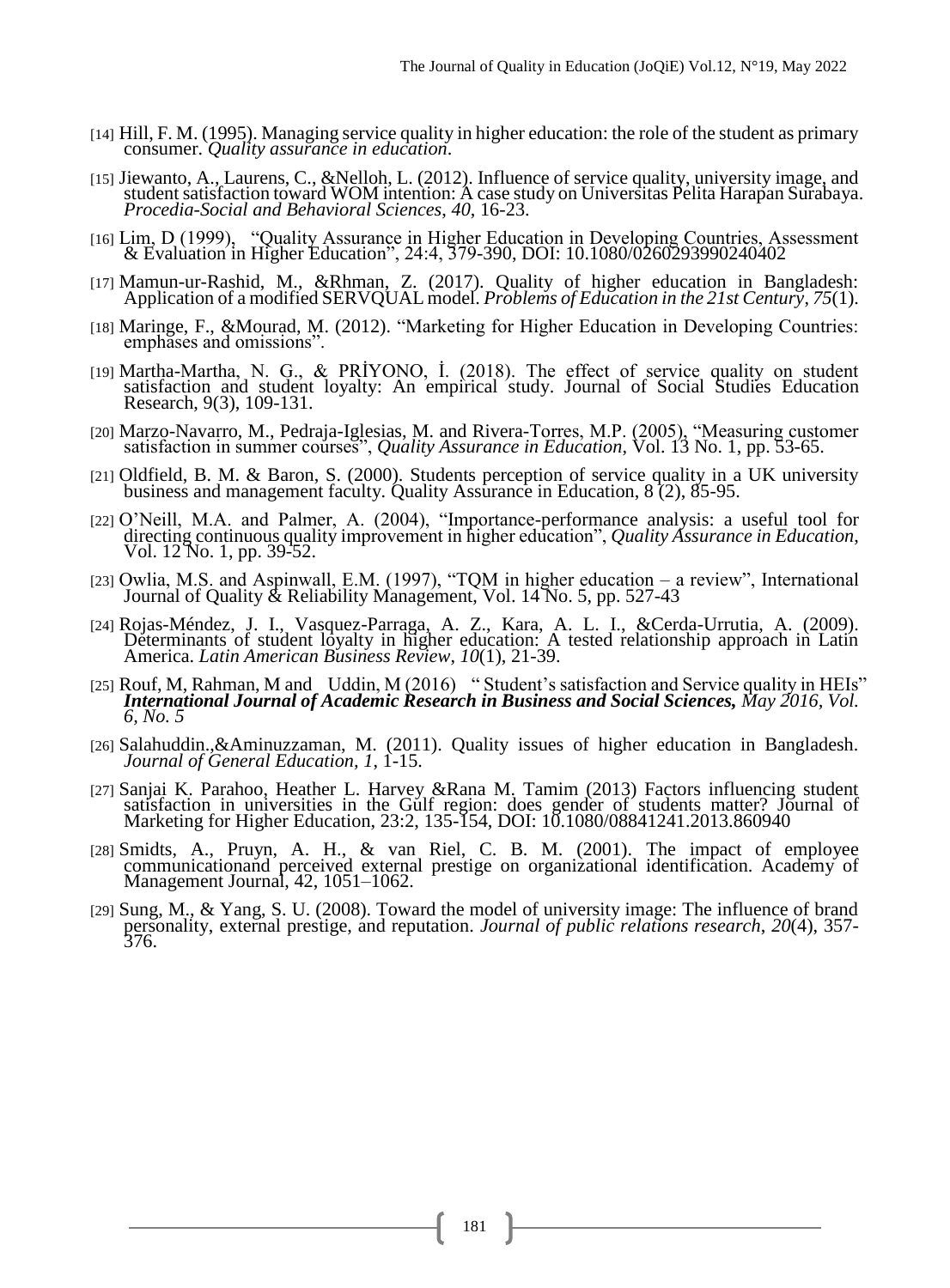[14] Hill, F. M. (1995). Managing service quality in higher education: the role of the student as primary consumer. *Quality assurance in education*.

[15] Jiewanto, A., Laurens, C., &Nelloh, L. (2012). Influence of service quality, university image, and student satisfaction toward WOM intention: A case study on Universitas Pelita Harapan Surabaya. *Procedia-Social and Behavioral Sciences*, *40*, 16-23.

[16] Lim, D (1999), "Quality Assurance in Higher Education in Developing Countries, Assessment & Evaluation in Higher Education", 24:4, 379-390, DOI: 10.1080/0260293990240402

[17] Mamun-ur-Rashid, M., &Rhman, Z. (2017). Quality of higher education in Bangladesh: Application of a modified SERVQUAL model. *Problems of Education in the 21st Century*, *75*(1).

[18] Maringe, F., &Mourad, M. (2012). "Marketing for Higher Education in Developing Countries: emphases and omissions".

[19] Martha-Martha, N. G., & PRİYONO, İ. (2018). The effect of service quality on student satisfaction and student loyalty: An empirical study. Journal of Social Studies Education Research, 9(3), 109-131.

[20] Marzo-Navarro, M., Pedraja-Iglesias, M. and Rivera-Torres, M.P. (2005), "Measuring customer satisfaction in summer courses", *Quality Assurance in Education*, Vol. 13 No. 1, pp. 53-65.

[21] Oldfield, B. M. & Baron, S. (2000). Students perception of service quality in a UK university business and management faculty. Quality Assurance in Education, 8 (2), 85-95.

[22] O'Neill, M.A. and Palmer, A. (2004), "Importance-performance analysis: a useful tool for directing continuous quality improvement in higher education", *Quality Assurance in Education*, Vol. 12 No. 1, pp. 39-52.

[23] Owlia, M.S. and Aspinwall, E.M. (1997), "TQM in higher education – a review", International Journal of Quality & Reliability Management, Vol. 14 No. 5, pp. 527-43

[24] Rojas-Méndez, J. I., Vasquez-Parraga, A. Z., Kara, A. L. I., &Cerda-Urrutia, A. (2009). Determinants of student loyalty in higher education: A tested relationship approach in Latin America. *Latin American Business Review*, *10*(1), 21-39.

[25] Rouf, M, Rahman, M and Uddin, M (2016) " Student's satisfaction and Service quality in HEIs" ***International Journal of Academic Research in Business and Social Sciences,*** *May 2016, Vol. 6, No. 5*

[26] Salahuddin.,&Aminuzzaman, M. (2011). Quality issues of higher education in Bangladesh. *Journal of General Education, 1*, 1-15.

[27] Sanjai K. Parahoo, Heather L. Harvey &Rana M. Tamim (2013) Factors influencing student satisfaction in universities in the Gulf region: does gender of students matter? Journal of Marketing for Higher Education, 23:2, 135-154, DOI: 10.1080/08841241.2013.860940

[28] Smidts, A., Pruyn, A. H., & van Riel, C. B. M. (2001). The impact of employee communicationand perceived external prestige on organizational identification. Academy of Management Journal, 42, 1051–1062.

[29] Sung, M., & Yang, S. U. (2008). Toward the model of university image: The influence of brand personality, external prestige, and reputation. *Journal of public relations research*, *20*(4), 357-376.